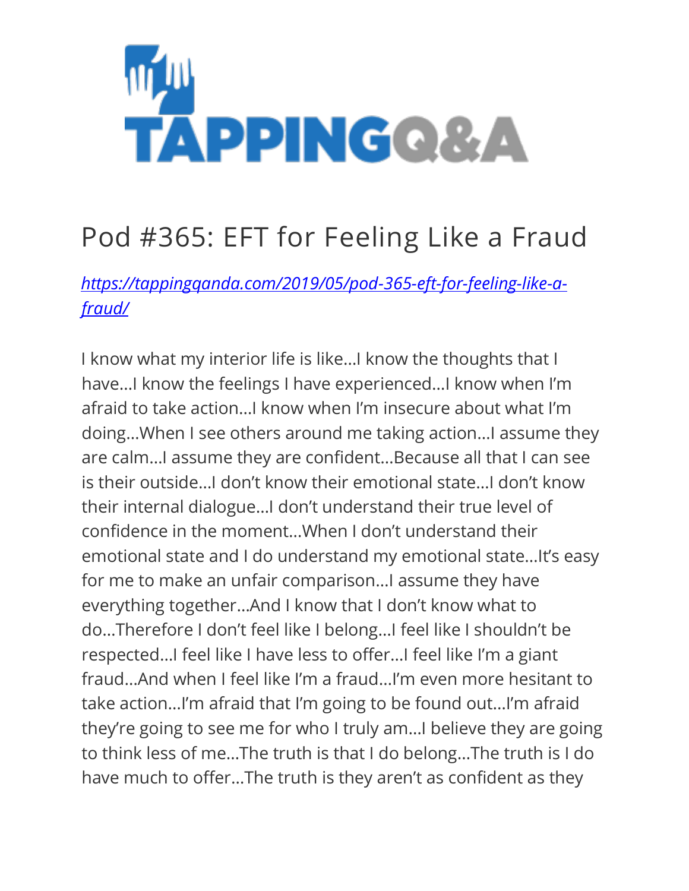# Pod #365: EFT for Feeling Like a Fraud

*https://tappingqanda.com/2019/05/pod-365-eft-for-feeling-like-a-fraud/*

I know what my interior life is like…I know the thoughts that I have…I know the feelings I have experienced…I know when I'm afraid to take action…I know when I'm insecure about what I'm doing…When I see others around me taking action…I assume they are calm…I assume they are confident…Because all that I can see is their outside…I don't know their emotional state…I don't know their internal dialogue…I don't understand their true level of confidence in the moment…When I don't understand their emotional state and I do understand my emotional state…It's easy for me to make an unfair comparison…I assume they have everything together…And I know that I don't know what to do…Therefore I don't feel like I belong…I feel like I shouldn't be respected…I feel like I have less to offer…I feel like I'm a giant fraud…And when I feel like I'm a fraud…I'm even more hesitant to take action…I'm afraid that I'm going to be found out…I'm afraid they're going to see me for who I truly am…I believe they are going to think less of me…The truth is that I do belong…The truth is I do have much to offer…The truth is they aren't as confident as they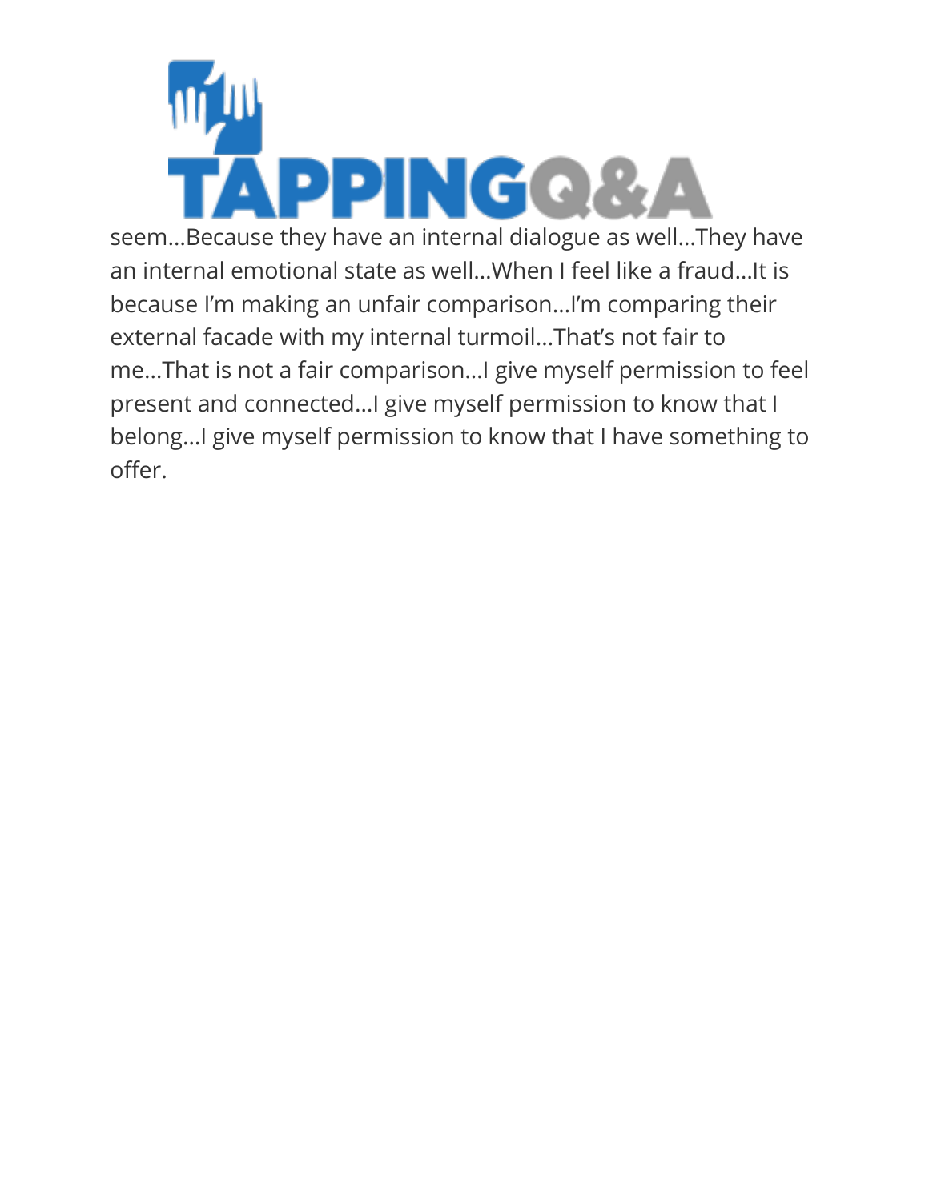seem...Because they have an internal dialogue as well...They have an internal emotional state as well...When I feel like a fraud...It is because I'm making an unfair comparison...I'm comparing their external facade with my internal turmoil...That's not fair to me...That is not a fair comparison...I give myself permission to feel present and connected...I give myself permission to know that I belong...I give myself permission to know that I have something to offer.